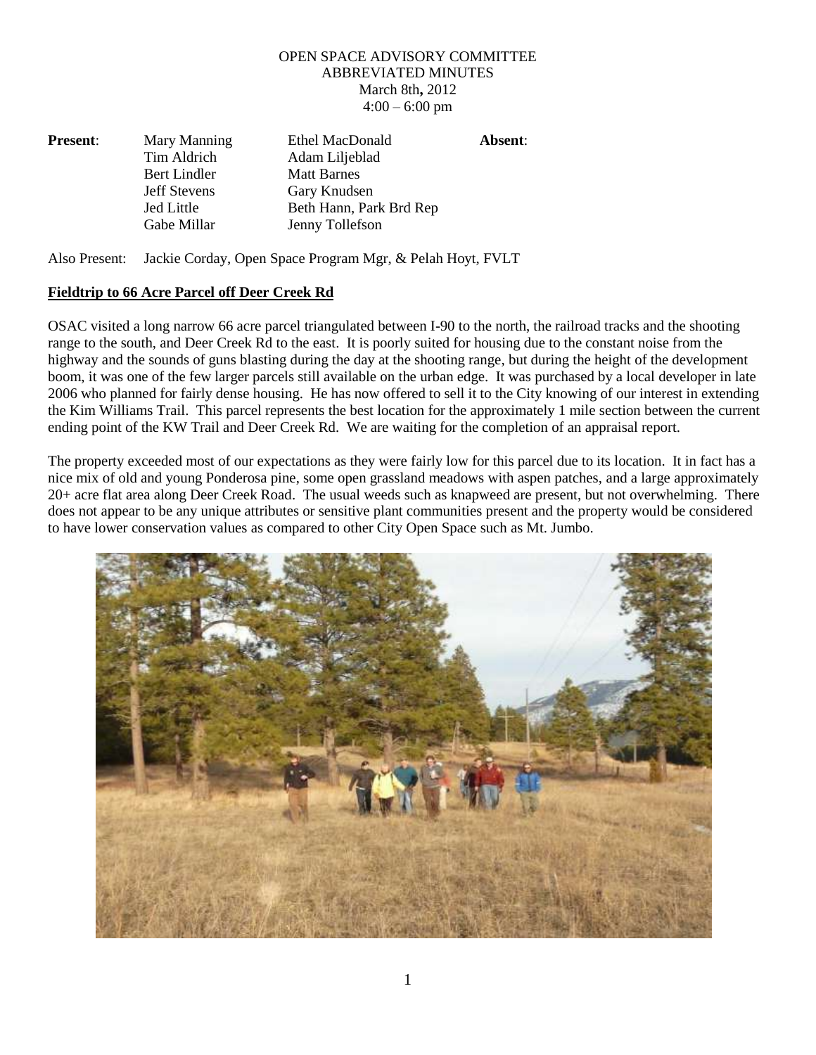# OPEN SPACE ADVISORY COMMITTEE
## ABBREVIATED MINUTES
March 8th**,** 2012
4:00 – 6:00 pm

| **Present**: | | | **Absent**: |
|---|---|---|---|
| | Mary Manning | Ethel MacDonald | |
| | Tim Aldrich | Adam Liljeblad | |
| | Bert Lindler | Matt Barnes | |
| | Jeff Stevens | Gary Knudsen | |
| | Jed Little | Beth Hann, Park Brd Rep | |
| | Gabe Millar | Jenny Tollefson | |

Also Present: Jackie Corday, Open Space Program Mgr, & Pelah Hoyt, FVLT

**Fieldtrip to 66 Acre Parcel off Deer Creek Rd**

OSAC visited a long narrow 66 acre parcel triangulated between I-90 to the north, the railroad tracks and the shooting range to the south, and Deer Creek Rd to the east. It is poorly suited for housing due to the constant noise from the highway and the sounds of guns blasting during the day at the shooting range, but during the height of the development boom, it was one of the few larger parcels still available on the urban edge. It was purchased by a local developer in late 2006 who planned for fairly dense housing. He has now offered to sell it to the City knowing of our interest in extending the Kim Williams Trail. This parcel represents the best location for the approximately 1 mile section between the current ending point of the KW Trail and Deer Creek Rd. We are waiting for the completion of an appraisal report.

The property exceeded most of our expectations as they were fairly low for this parcel due to its location. It in fact has a nice mix of old and young Ponderosa pine, some open grassland meadows with aspen patches, and a large approximately 20+ acre flat area along Deer Creek Road. The usual weeds such as knapweed are present, but not overwhelming. There does not appear to be any unique attributes or sensitive plant communities present and the property would be considered to have lower conservation values as compared to other City Open Space such as Mt. Jumbo.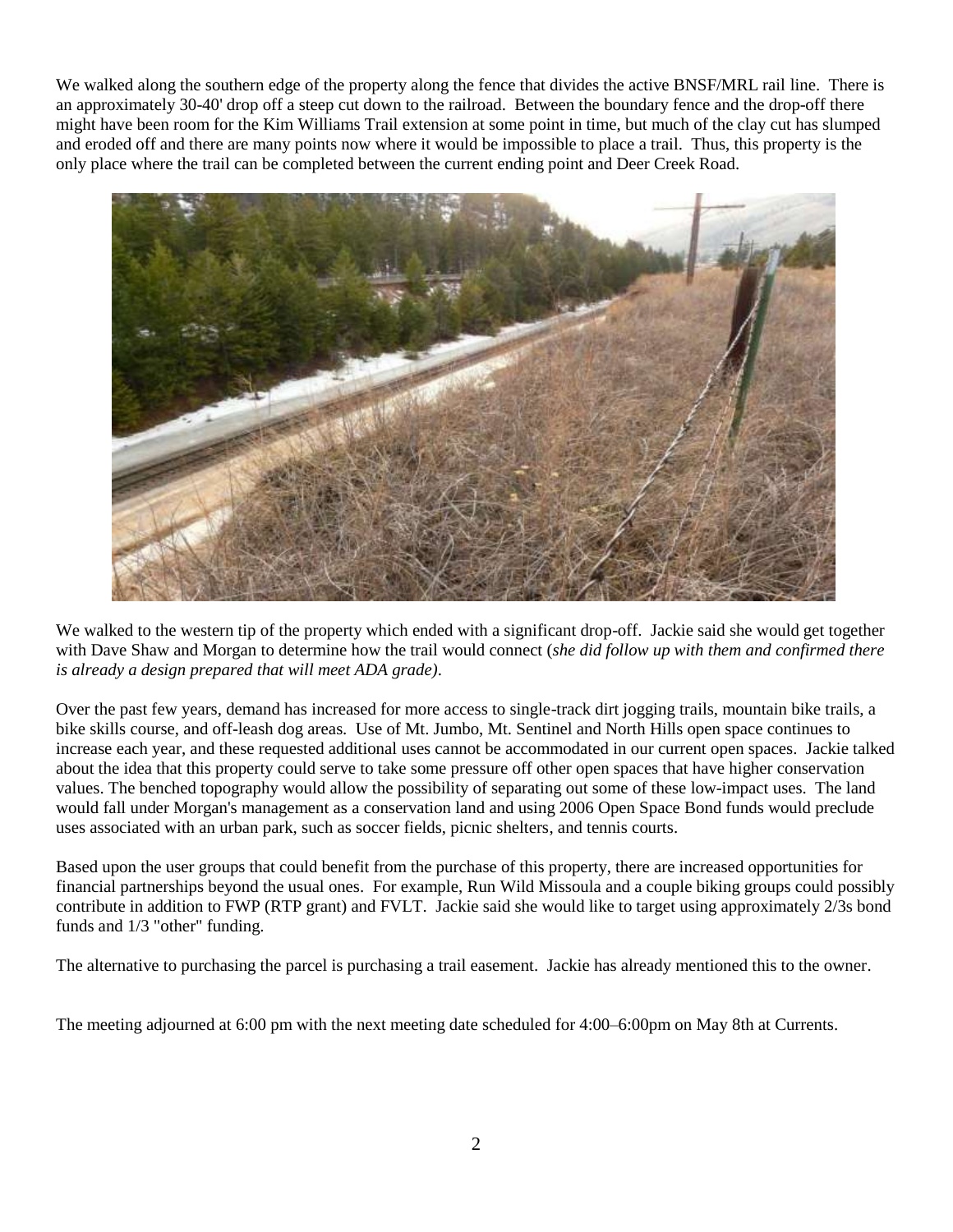We walked along the southern edge of the property along the fence that divides the active BNSF/MRL rail line. There is an approximately 30-40' drop off a steep cut down to the railroad. Between the boundary fence and the drop-off there might have been room for the Kim Williams Trail extension at some point in time, but much of the clay cut has slumped and eroded off and there are many points now where it would be impossible to place a trail. Thus, this property is the only place where the trail can be completed between the current ending point and Deer Creek Road.

We walked to the western tip of the property which ended with a significant drop-off. Jackie said she would get together with Dave Shaw and Morgan to determine how the trail would connect (*she did follow up with them and confirmed there is already a design prepared that will meet ADA grade)*.

Over the past few years, demand has increased for more access to single-track dirt jogging trails, mountain bike trails, a bike skills course, and off-leash dog areas. Use of Mt. Jumbo, Mt. Sentinel and North Hills open space continues to increase each year, and these requested additional uses cannot be accommodated in our current open spaces. Jackie talked about the idea that this property could serve to take some pressure off other open spaces that have higher conservation values. The benched topography would allow the possibility of separating out some of these low-impact uses. The land would fall under Morgan's management as a conservation land and using 2006 Open Space Bond funds would preclude uses associated with an urban park, such as soccer fields, picnic shelters, and tennis courts.

Based upon the user groups that could benefit from the purchase of this property, there are increased opportunities for financial partnerships beyond the usual ones. For example, Run Wild Missoula and a couple biking groups could possibly contribute in addition to FWP (RTP grant) and FVLT. Jackie said she would like to target using approximately 2/3s bond funds and 1/3 "other" funding.

The alternative to purchasing the parcel is purchasing a trail easement. Jackie has already mentioned this to the owner.

The meeting adjourned at 6:00 pm with the next meeting date scheduled for 4:00–6:00pm on May 8th at Currents.